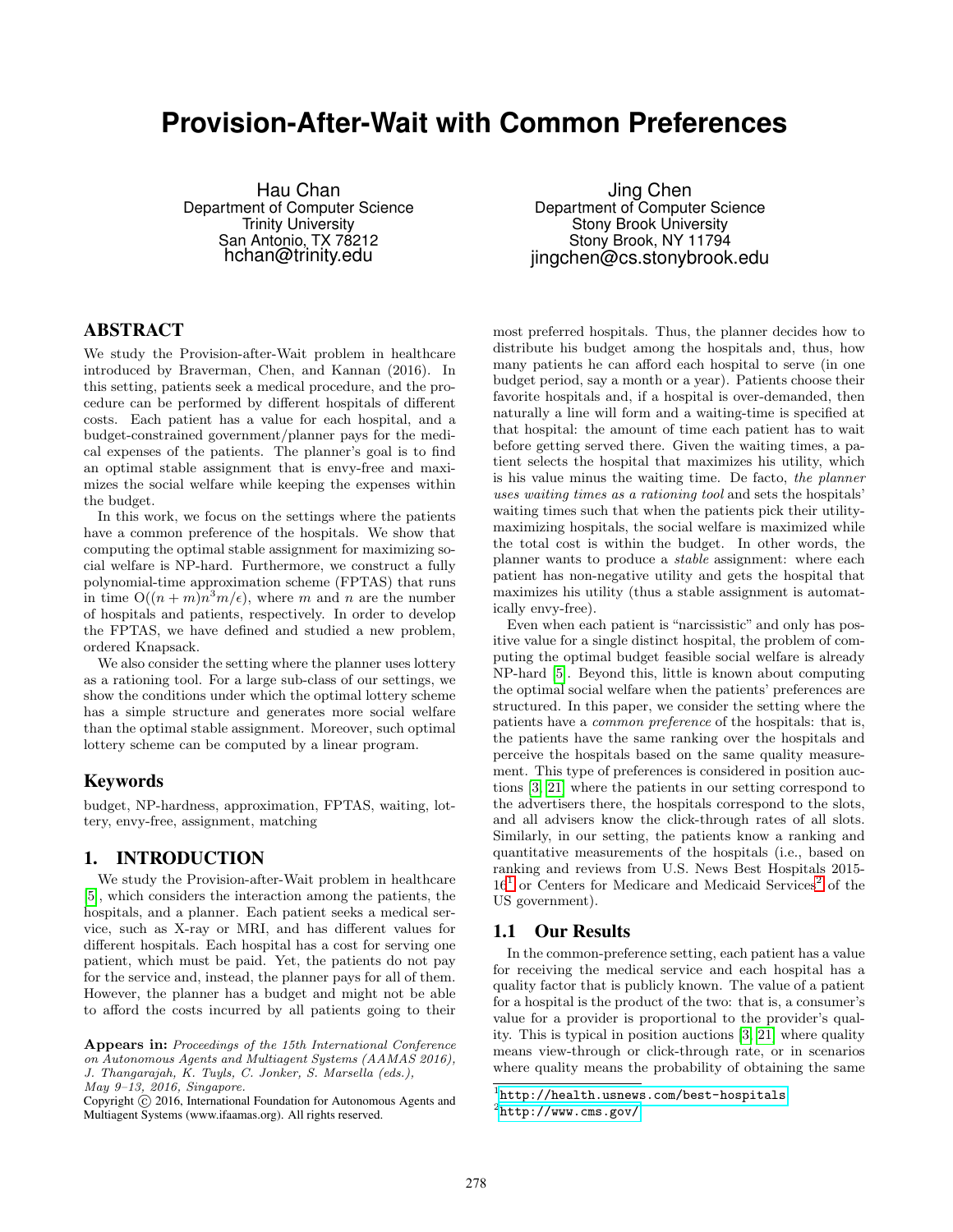# Provision-After-Wait with Common Preferences

Hau Chan
Department of Computer Science
Trinity University
San Antonio, TX 78212
hchan@trinity.edu

Jing Chen
Department of Computer Science
Stony Brook University
Stony Brook, NY 11794
jingchen@cs.stonybrook.edu

## ABSTRACT

We study the Provision-after-Wait problem in healthcare introduced by Braverman, Chen, and Kannan (2016). In this setting, patients seek a medical procedure, and the procedure can be performed by different hospitals of different costs. Each patient has a value for each hospital, and a budget-constrained government/planner pays for the medical expenses of the patients. The planner's goal is to find an optimal stable assignment that is envy-free and maximizes the social welfare while keeping the expenses within the budget.

In this work, we focus on the settings where the patients have a common preference of the hospitals. We show that computing the optimal stable assignment for maximizing social welfare is NP-hard. Furthermore, we construct a fully polynomial-time approximation scheme (FPTAS) that runs in time $O((n + m)n^3m/\epsilon)$, where $m$ and $n$ are the number of hospitals and patients, respectively. In order to develop the FPTAS, we have defined and studied a new problem, ordered Knapsack.

We also consider the setting where the planner uses lottery as a rationing tool. For a large sub-class of our settings, we show the conditions under which the optimal lottery scheme has a simple structure and generates more social welfare than the optimal stable assignment. Moreover, such optimal lottery scheme can be computed by a linear program.

### Keywords

budget, NP-hardness, approximation, FPTAS, waiting, lottery, envy-free, assignment, matching

## 1. INTRODUCTION

We study the Provision-after-Wait problem in healthcare [5], which considers the interaction among the patients, the hospitals, and a planner. Each patient seeks a medical service, such as X-ray or MRI, and has different values for different hospitals. Each hospital has a cost for serving one patient, which must be paid. Yet, the patients do not pay for the service and, instead, the planner pays for all of them. However, the planner has a budget and might not be able to afford the costs incurred by all patients going to their most preferred hospitals. Thus, the planner decides how to distribute his budget among the hospitals and, thus, how many patients he can afford each hospital to serve (in one budget period, say a month or a year). Patients choose their favorite hospitals and, if a hospital is over-demanded, then naturally a line will form and a waiting-time is specified at that hospital: the amount of time each patient has to wait before getting served there. Given the waiting times, a patient selects the hospital that maximizes his utility, which is his value minus the waiting time. De facto, *the planner uses waiting times as a rationing tool* and sets the hospitals' waiting times such that when the patients pick their utility-maximizing hospitals, the social welfare is maximized while the total cost is within the budget. In other words, the planner wants to produce a *stable* assignment: where each patient has non-negative utility and gets the hospital that maximizes his utility (thus a stable assignment is automatically envy-free).

Even when each patient is "narcissistic" and only has positive value for a single distinct hospital, the problem of computing the optimal budget feasible social welfare is already NP-hard [5]. Beyond this, little is known about computing the optimal social welfare when the patients' preferences are structured. In this paper, we consider the setting where the patients have a *common preference* of the hospitals: that is, the patients have the same ranking over the hospitals and perceive the hospitals based on the same quality measurement. This type of preferences is considered in position auctions [3, 21] where the patients in our setting correspond to the advertisers there, the hospitals correspond to the slots, and all advisers know the click-through rates of all slots. Similarly, in our setting, the patients know a ranking and quantitative measurements of the hospitals (i.e., based on ranking and reviews from U.S. News Best Hospitals 2015-16[1] or Centers for Medicare and Medicaid Services[2] of the US government).

### 1.1 Our Results

In the common-preference setting, each patient has a value for receiving the medical service and each hospital has a quality factor that is publicly known. The value of a patient for a hospital is the product of the two: that is, a consumer's value for a provider is proportional to the provider's quality. This is typical in position auctions [3, 21] where quality means view-through or click-through rate, or in scenarios where quality means the probability of obtaining the same

[1] http://health.usnews.com/best-hospitals
[2] http://www.cms.gov/

**Appears in:** *Proceedings of the 15th International Conference on Autonomous Agents and Multiagent Systems (AAMAS 2016), J. Thangarajah, K. Tuyls, C. Jonker, S. Marsella (eds.), May 9–13, 2016, Singapore.*
Copyright © 2016, International Foundation for Autonomous Agents and Multiagent Systems (www.ifaamas.org). All rights reserved.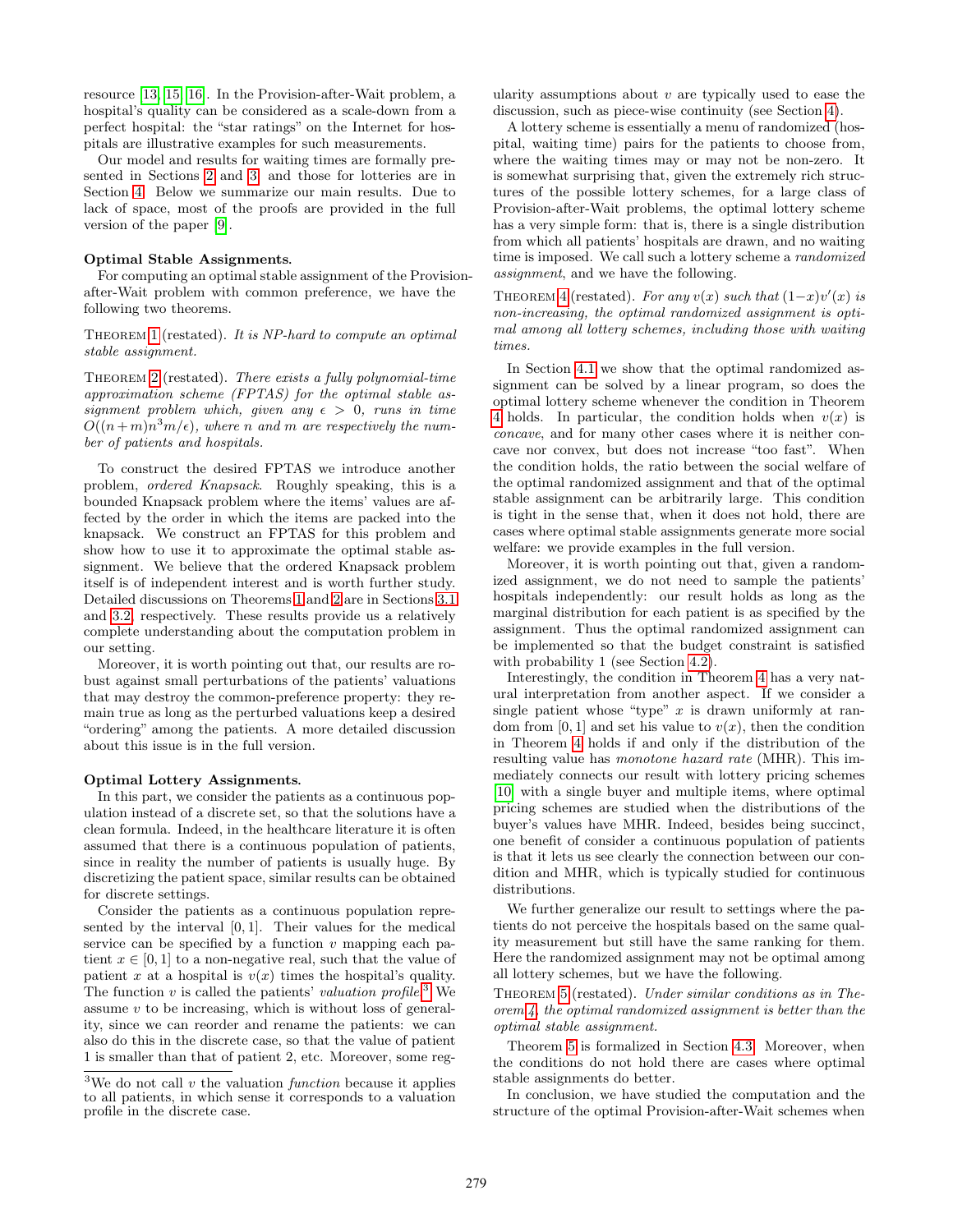resource [13, 15, 16]. In the Provision-after-Wait problem, a hospital's quality can be considered as a scale-down from a perfect hospital: the "star ratings" on the Internet for hospitals are illustrative examples for such measurements.

Our model and results for waiting times are formally presented in Sections 2 and 3, and those for lotteries are in Section 4. Below we summarize our main results. Due to lack of space, most of the proofs are provided in the full version of the paper [9].

**Optimal Stable Assignments.**

For computing an optimal stable assignment of the Provision-after-Wait problem with common preference, we have the following two theorems.

THEOREM 1 (restated). *It is NP-hard to compute an optimal stable assignment.*

THEOREM 2 (restated). *There exists a fully polynomial-time approximation scheme (FPTAS) for the optimal stable assignment problem which, given any $\epsilon > 0$, runs in time $O((n+m)n^3m/\epsilon)$, where $n$ and $m$ are respectively the number of patients and hospitals.*

To construct the desired FPTAS we introduce another problem, *ordered Knapsack*. Roughly speaking, this is a bounded Knapsack problem where the items' values are affected by the order in which the items are packed into the knapsack. We construct an FPTAS for this problem and show how to use it to approximate the optimal stable assignment. We believe that the ordered Knapsack problem itself is of independent interest and is worth further study. Detailed discussions on Theorems 1 and 2 are in Sections 3.1 and 3.2, respectively. These results provide us a relatively complete understanding about the computation problem in our setting.

Moreover, it is worth pointing out that, our results are robust against small perturbations of the patients' valuations that may destroy the common-preference property: they remain true as long as the perturbed valuations keep a desired "ordering" among the patients. A more detailed discussion about this issue is in the full version.

**Optimal Lottery Assignments.**

In this part, we consider the patients as a continuous population instead of a discrete set, so that the solutions have a clean formula. Indeed, in the healthcare literature it is often assumed that there is a continuous population of patients, since in reality the number of patients is usually huge. By discretizing the patient space, similar results can be obtained for discrete settings.

Consider the patients as a continuous population represented by the interval $[0, 1]$. Their values for the medical service can be specified by a function $v$ mapping each patient $x \in [0, 1]$ to a non-negative real, such that the value of patient $x$ at a hospital is $v(x)$ times the hospital's quality. The function $v$ is called the patients' *valuation profile*.[3] We assume $v$ to be increasing, which is without loss of generality, since we can reorder and rename the patients: we can also do this in the discrete case, so that the value of patient 1 is smaller than that of patient 2, etc. Moreover, some regularity assumptions about $v$ are typically used to ease the discussion, such as piece-wise continuity (see Section 4).

A lottery scheme is essentially a menu of randomized (hospital, waiting time) pairs for the patients to choose from, where the waiting times may or may not be non-zero. It is somewhat surprising that, given the extremely rich structures of the possible lottery schemes, for a large class of Provision-after-Wait problems, the optimal lottery scheme has a very simple form: that is, there is a single distribution from which all patients' hospitals are drawn, and no waiting time is imposed. We call such a lottery scheme a *randomized assignment*, and we have the following.

THEOREM 4 (restated). *For any $v(x)$ such that $(1-x)v'(x)$ is non-increasing, the optimal randomized assignment is optimal among all lottery schemes, including those with waiting times.*

In Section 4.1 we show that the optimal randomized assignment can be solved by a linear program, so does the optimal lottery scheme whenever the condition in Theorem 4 holds. In particular, the condition holds when $v(x)$ is *concave*, and for many other cases where it is neither concave nor convex, but does not increase "too fast". When the condition holds, the ratio between the social welfare of the optimal randomized assignment and that of the optimal stable assignment can be arbitrarily large. This condition is tight in the sense that, when it does not hold, there are cases where optimal stable assignments generate more social welfare: we provide examples in the full version.

Moreover, it is worth pointing out that, given a randomized assignment, we do not need to sample the patients' hospitals independently: our result holds as long as the marginal distribution for each patient is as specified by the assignment. Thus the optimal randomized assignment can be implemented so that the budget constraint is satisfied with probability 1 (see Section 4.2).

Interestingly, the condition in Theorem 4 has a very natural interpretation from another aspect. If we consider a single patient whose "type" $x$ is drawn uniformly at random from $[0, 1]$ and set his value to $v(x)$, then the condition in Theorem 4 holds if and only if the distribution of the resulting value has *monotone hazard rate* (MHR). This immediately connects our result with lottery pricing schemes [10] with a single buyer and multiple items, where optimal pricing schemes are studied when the distributions of the buyer's values have MHR. Indeed, besides being succinct, one benefit of consider a continuous population of patients is that it lets us see clearly the connection between our condition and MHR, which is typically studied for continuous distributions.

We further generalize our result to settings where the patients do not perceive the hospitals based on the same quality measurement but still have the same ranking for them. Here the randomized assignment may not be optimal among all lottery schemes, but we have the following.

THEOREM 5 (restated). *Under similar conditions as in Theorem 4, the optimal randomized assignment is better than the optimal stable assignment.*

Theorem 5 is formalized in Section 4.3. Moreover, when the conditions do not hold there are cases where optimal stable assignments do better.

In conclusion, we have studied the computation and the structure of the optimal Provision-after-Wait schemes when

[3] We do not call $v$ the valuation *function* because it applies to all patients, in which sense it corresponds to a valuation profile in the discrete case.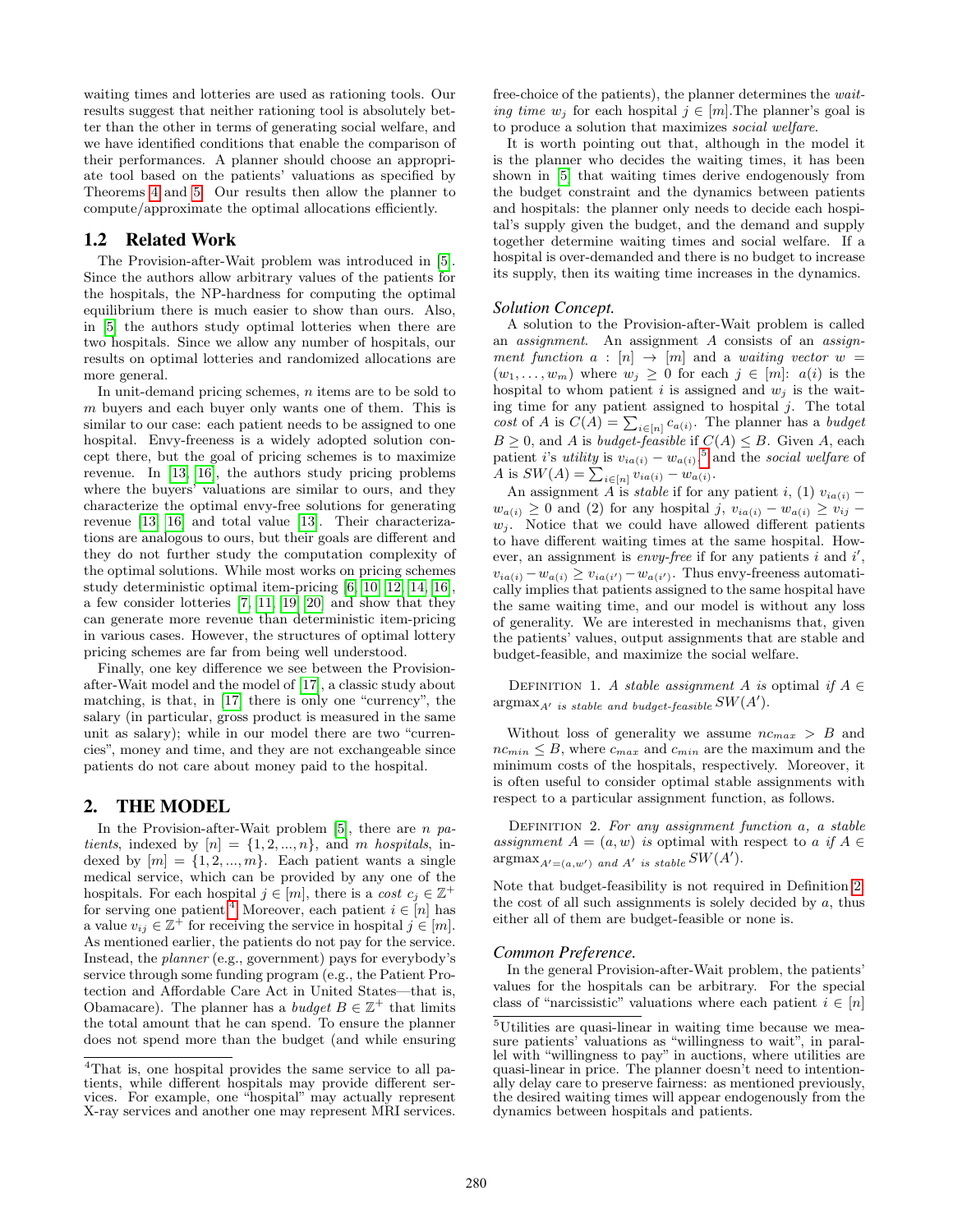waiting times and lotteries are used as rationing tools. Our results suggest that neither rationing tool is absolutely better than the other in terms of generating social welfare, and we have identified conditions that enable the comparison of their performances. A planner should choose an appropriate tool based on the patients' valuations as specified by Theorems 4 and 5. Our results then allow the planner to compute/approximate the optimal allocations efficiently.

## 1.2 Related Work

The Provision-after-Wait problem was introduced in [5]. Since the authors allow arbitrary values of the patients for the hospitals, the NP-hardness for computing the optimal equilibrium there is much easier to show than ours. Also, in [5] the authors study optimal lotteries when there are two hospitals. Since we allow any number of hospitals, our results on optimal lotteries and randomized allocations are more general.

In unit-demand pricing schemes, $n$ items are to be sold to $m$ buyers and each buyer only wants one of them. This is similar to our case: each patient needs to be assigned to one hospital. Envy-freeness is a widely adopted solution concept there, but the goal of pricing schemes is to maximize revenue. In [13, 16], the authors study pricing problems where the buyers' valuations are similar to ours, and they characterize the optimal envy-free solutions for generating revenue [13, 16] and total value [13]. Their characterizations are analogous to ours, but their goals are different and they do not further study the computation complexity of the optimal solutions. While most works on pricing schemes study deterministic optimal item-pricing [6, 10, 12, 14, 16], a few consider lotteries [7, 11, 19, 20] and show that they can generate more revenue than deterministic item-pricing in various cases. However, the structures of optimal lottery pricing schemes are far from being well understood.

Finally, one key difference we see between the Provision-after-Wait model and the model of [17], a classic study about matching, is that, in [17] there is only one "currency", the salary (in particular, gross product is measured in the same unit as salary); while in our model there are two "currencies", money and time, and they are not exchangeable since patients do not care about money paid to the hospital.

# 2. THE MODEL

In the Provision-after-Wait problem [5], there are $n$ *patients*, indexed by $[n] = \{1, 2, ..., n\}$, and $m$ *hospitals*, indexed by $[m] = \{1, 2, ..., m\}$. Each patient wants a single medical service, which can be provided by any one of the hospitals. For each hospital $j \in [m]$, there is a *cost* $c_j \in \mathbb{Z}^+$ for serving one patient.[4] Moreover, each patient $i \in [n]$ has a value $v_{ij} \in \mathbb{Z}^+$ for receiving the service in hospital $j \in [m]$. As mentioned earlier, the patients do not pay for the service. Instead, the *planner* (e.g., government) pays for everybody's service through some funding program (e.g., the Patient Protection and Affordable Care Act in United States—that is, Obamacare). The planner has a *budget* $B \in \mathbb{Z}^+$ that limits the total amount that he can spend. To ensure the planner does not spend more than the budget (and while ensuring free-choice of the patients), the planner determines the *waiting time* $w_j$ for each hospital $j \in [m]$.The planner's goal is to produce a solution that maximizes *social welfare*.

It is worth pointing out that, although in the model it is the planner who decides the waiting times, it has been shown in [5] that waiting times derive endogenously from the budget constraint and the dynamics between patients and hospitals: the planner only needs to decide each hospital's supply given the budget, and the demand and supply together determine waiting times and social welfare. If a hospital is over-demanded and there is no budget to increase its supply, then its waiting time increases in the dynamics.

### *Solution Concept.*

A solution to the Provision-after-Wait problem is called an *assignment*. An assignment $A$ consists of an *assignment function* $a : [n] \to [m]$ and a *waiting vector* $w = (w_1, \ldots, w_m)$ where $w_j \geq 0$ for each $j \in [m]$: $a(i)$ is the hospital to whom patient $i$ is assigned and $w_j$ is the waiting time for any patient assigned to hospital $j$. The total *cost* of $A$ is $C(A) = \sum_{i \in [n]} c_{a(i)}$. The planner has a *budget* $B \geq 0$, and $A$ is *budget-feasible* if $C(A) \leq B$. Given $A$, each patient $i$'s *utility* is $v_{ia(i)} - w_{a(i)}$,[5] and the *social welfare* of $A$ is $SW(A) = \sum_{i \in [n]} v_{ia(i)} - w_{a(i)}$.

An assignment $A$ is *stable* if for any patient $i$, (1) $v_{ia(i)} - w_{a(i)} \geq 0$ and (2) for any hospital $j$, $v_{ia(i)} - w_{a(i)} \geq v_{ij} - w_j$. Notice that we could have allowed different patients to have different waiting times at the same hospital. However, an assignment is *envy-free* if for any patients $i$ and $i'$, $v_{ia(i)} - w_{a(i)} \geq v_{ia(i')} - w_{a(i')}$. Thus envy-freeness automatically implies that patients assigned to the same hospital have the same waiting time, and our model is without any loss of generality. We are interested in mechanisms that, given the patients' values, output assignments that are stable and budget-feasible, and maximize the social welfare.

DEFINITION 1. *A stable assignment $A$ is* optimal *if $A \in \text{argmax}_{A' \text{ is stable and budget-feasible}} SW(A')$.*

Without loss of generality we assume $nc_{max} > B$ and $nc_{min} \leq B$, where $c_{max}$ and $c_{min}$ are the maximum and the minimum costs of the hospitals, respectively. Moreover, it is often useful to consider optimal stable assignments with respect to a particular assignment function, as follows.

DEFINITION 2. *For any assignment function $a$, a stable assignment $A = (a, w)$ is* optimal with respect to $a$ *if $A \in \text{argmax}_{A'=(a,w') \text{ and } A' \text{ is stable}} SW(A')$.*

Note that budget-feasibility is not required in Definition 2: the cost of all such assignments is solely decided by $a$, thus either all of them are budget-feasible or none is.

### *Common Preference.*

In the general Provision-after-Wait problem, the patients' values for the hospitals can be arbitrary. For the special class of "narcissistic" valuations where each patient $i \in [n]$

---

[4] That is, one hospital provides the same service to all patients, while different hospitals may provide different services. For example, one "hospital" may actually represent X-ray services and another one may represent MRI services.

[5] Utilities are quasi-linear in waiting time because we measure patients' valuations as "willingness to wait", in parallel with "willingness to pay" in auctions, where utilities are quasi-linear in price. The planner doesn't need to intentionally delay care to preserve fairness: as mentioned previously, the desired waiting times will appear endogenously from the dynamics between hospitals and patients.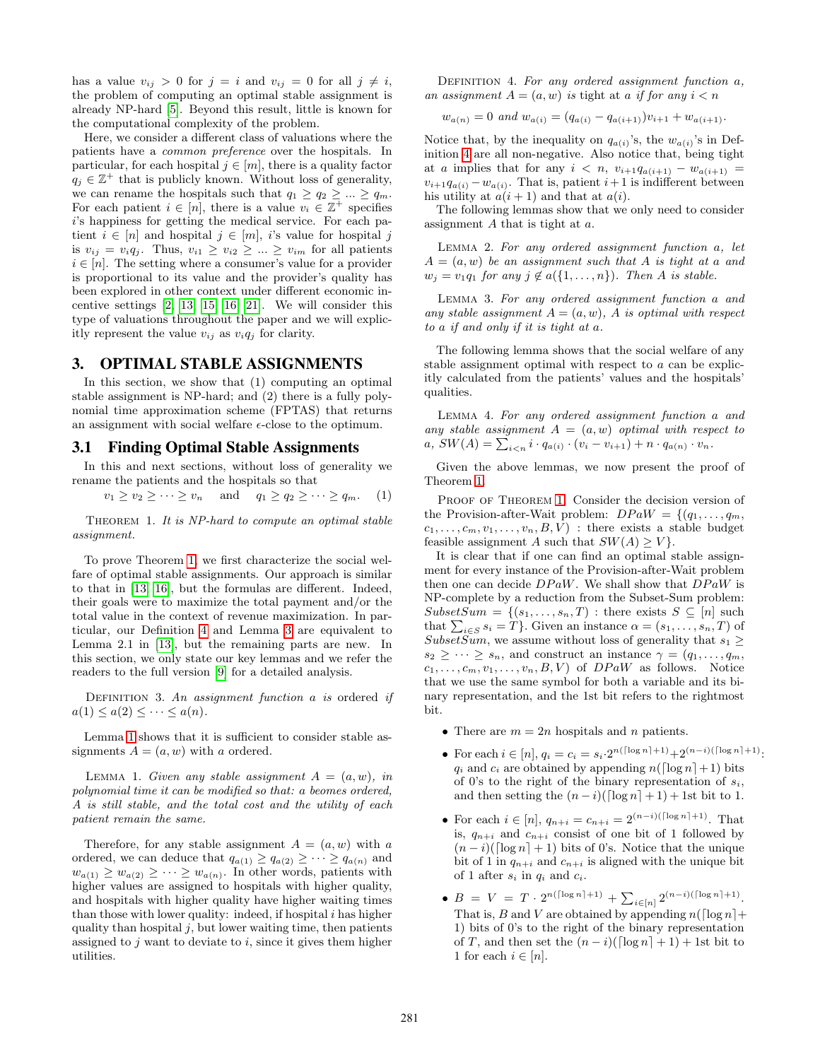has a value $v_{ij} > 0$ for $j = i$ and $v_{ij} = 0$ for all $j \neq i$, the problem of computing an optimal stable assignment is already NP-hard [5]. Beyond this result, little is known for the computational complexity of the problem.

Here, we consider a different class of valuations where the patients have a *common preference* over the hospitals. In particular, for each hospital $j \in [m]$, there is a quality factor $q_j \in \mathbb{Z}^+$ that is publicly known. Without loss of generality, we can rename the hospitals such that $q_1 \geq q_2 \geq ... \geq q_m$. For each patient $i \in [n]$, there is a value $v_i \in \mathbb{Z}^+$ specifies $i$'s happiness for getting the medical service. For each patient $i \in [n]$ and hospital $j \in [m]$, $i$'s value for hospital $j$ is $v_{ij} = v_i q_j$. Thus, $v_{i1} \geq v_{i2} \geq ... \geq v_{im}$ for all patients $i \in [n]$. The setting where a consumer's value for a provider is proportional to its value and the provider's quality has been explored in other context under different economic incentive settings [2, 13, 15, 16, 21]. We will consider this type of valuations throughout the paper and we will explicitly represent the value $v_{ij}$ as $v_i q_j$ for clarity.

## 3. OPTIMAL STABLE ASSIGNMENTS

In this section, we show that (1) computing an optimal stable assignment is NP-hard; and (2) there is a fully polynomial time approximation scheme (FPTAS) that returns an assignment with social welfare $\epsilon$-close to the optimum.

### 3.1 Finding Optimal Stable Assignments

In this and next sections, without loss of generality we rename the patients and the hospitals so that

$$v_1 \geq v_2 \geq \cdots \geq v_n \quad \text{and} \quad q_1 \geq q_2 \geq \cdots \geq q_m. \qquad (1)$$

THEOREM 1. *It is NP-hard to compute an optimal stable assignment.*

To prove Theorem 1, we first characterize the social welfare of optimal stable assignments. Our approach is similar to that in [13, 16], but the formulas are different. Indeed, their goals were to maximize the total payment and/or the total value in the context of revenue maximization. In particular, our Definition 4 and Lemma 3 are equivalent to Lemma 2.1 in [13], but the remaining parts are new. In this section, we only state our key lemmas and we refer the readers to the full version [9] for a detailed analysis.

DEFINITION 3. *An assignment function $a$ is* ordered *if $a(1) \leq a(2) \leq \cdots \leq a(n)$.*

Lemma 1 shows that it is sufficient to consider stable assignments $A = (a, w)$ with $a$ ordered.

LEMMA 1. *Given any stable assignment $A = (a, w)$, in polynomial time it can be modified so that: $a$ beomes ordered, $A$ is still stable, and the total cost and the utility of each patient remain the same.*

Therefore, for any stable assignment $A = (a, w)$ with $a$ ordered, we can deduce that $q_{a(1)} \geq q_{a(2)} \geq \cdots \geq q_{a(n)}$ and $w_{a(1)} \geq w_{a(2)} \geq \cdots \geq w_{a(n)}$. In other words, patients with higher values are assigned to hospitals with higher quality, and hospitals with higher quality have higher waiting times than those with lower quality: indeed, if hospital $i$ has higher quality than hospital $j$, but lower waiting time, then patients assigned to $j$ want to deviate to $i$, since it gives them higher utilities.

DEFINITION 4. *For any ordered assignment function $a$, an assignment $A = (a, w)$ is tight at $a$ if for any $i < n$*

$$w_{a(n)} = 0 \text{ and } w_{a(i)} = (q_{a(i)} - q_{a(i+1)})v_{i+1} + w_{a(i+1)}.$$

Notice that, by the inequality on $q_{a(i)}$'s, the $w_{a(i)}$'s in Definition 4 are all non-negative. Also notice that, being tight at $a$ implies that for any $i < n$, $v_{i+1}q_{a(i+1)} - w_{a(i+1)} = v_{i+1}q_{a(i)} - w_{a(i)}$. That is, patient $i+1$ is indifferent between his utility at $a(i+1)$ and that at $a(i)$.

The following lemmas show that we only need to consider assignment $A$ that is tight at $a$.

LEMMA 2. *For any ordered assignment function $a$, let $A = (a, w)$ be an assignment such that $A$ is tight at $a$ and $w_j = v_1 q_1$ for any $j \notin a(\{1, \ldots, n\})$. Then $A$ is stable.*

LEMMA 3. *For any ordered assignment function $a$ and any stable assignment $A = (a, w)$, $A$ is optimal with respect to $a$ if and only if it is tight at $a$.*

The following lemma shows that the social welfare of any stable assignment optimal with respect to $a$ can be explicitly calculated from the patients' values and the hospitals' qualities.

LEMMA 4. *For any ordered assignment function $a$ and any stable assignment $A = (a, w)$ optimal with respect to $a$, $SW(A) = \sum_{i<n} i \cdot q_{a(i)} \cdot (v_i - v_{i+1}) + n \cdot q_{a(n)} \cdot v_n$.*

Given the above lemmas, we now present the proof of Theorem 1.

PROOF OF THEOREM 1. Consider the decision version of the Provision-after-Wait problem: $DPaW = \{(q_1, \ldots, q_m, c_1, \ldots, c_m, v_1, \ldots, v_n, B, V)$ : there exists a stable budget feasible assignment $A$ such that $SW(A) \geq V\}$.

It is clear that if one can find an optimal stable assignment for every instance of the Provision-after-Wait problem then one can decide $DPaW$. We shall show that $DPaW$ is NP-complete by a reduction from the Subset-Sum problem: $SubsetSum = \{(s_1, \ldots, s_n, T)$ : there exists $S \subseteq [n]$ such that $\sum_{i \in S} s_i = T\}$. Given an instance $\alpha = (s_1, \ldots, s_n, T)$ of $SubsetSum$, we assume without loss of generality that $s_1 \geq s_2 \geq \cdots \geq s_n$, and construct an instance $\gamma = (q_1, \ldots, q_m, c_1, \ldots, c_m, v_1, \ldots, v_n, B, V)$ of $DPaW$ as follows. Notice that we use the same symbol for both a variable and its binary representation, and the 1st bit refers to the rightmost bit.

- There are $m = 2n$ hospitals and $n$ patients.
- For each $i \in [n]$, $q_i = c_i = s_i \cdot 2^{n(\lceil \log n \rceil + 1)} + 2^{(n-i)(\lceil \log n \rceil + 1)}$: $q_i$ and $c_i$ are obtained by appending $n(\lceil \log n \rceil + 1)$ bits of 0's to the right of the binary representation of $s_i$, and then setting the $(n-i)(\lceil \log n \rceil + 1) + 1$st bit to 1.
- For each $i \in [n]$, $q_{n+i} = c_{n+i} = 2^{(n-i)(\lceil \log n \rceil + 1)}$. That is, $q_{n+i}$ and $c_{n+i}$ consist of one bit of 1 followed by $(n-i)(\lceil \log n \rceil + 1)$ bits of 0's. Notice that the unique bit of 1 in $q_{n+i}$ and $c_{n+i}$ is aligned with the unique bit of 1 after $s_i$ in $q_i$ and $c_i$.
- $B = V = T \cdot 2^{n(\lceil \log n \rceil + 1)} + \sum_{i \in [n]} 2^{(n-i)(\lceil \log n \rceil + 1)}$. That is, $B$ and $V$ are obtained by appending $n(\lceil \log n \rceil + 1)$ bits of 0's to the right of the binary representation of $T$, and then set the $(n-i)(\lceil \log n \rceil + 1) + 1$st bit to 1 for each $i \in [n]$.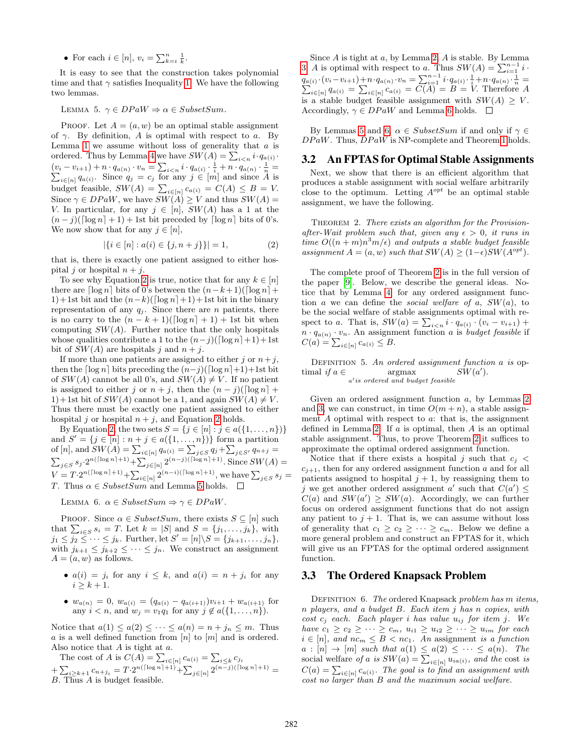- For each $i \in [n]$, $v_i = \sum_{k=i}^{n} \frac{1}{k}$.

It is easy to see that the construction takes polynomial time and that $\gamma$ satisfies Inequality 1. We have the following two lemmas.

LEMMA 5. $\gamma \in DPaW \Rightarrow \alpha \in SubsetSum$.

PROOF. Let $A = (a, w)$ be an optimal stable assignment of $\gamma$. By definition, $A$ is optimal with respect to $a$. By Lemma 1 we assume without loss of generality that $a$ is ordered. Thus by Lemma 4 we have $SW(A) = \sum_{i<n} i \cdot q_{a(i)} \cdot (v_i - v_{i+1}) + n \cdot q_{a(n)} \cdot v_n = \sum_{i<n} i \cdot q_{a(i)} \cdot \frac{1}{i} + n \cdot q_{a(n)} \cdot \frac{1}{n} = \sum_{i \in [n]} q_{a(i)}$. Since $q_j = c_j$ for any $j \in [m]$ and since $A$ is budget feasible, $SW(A) = \sum_{i \in [n]} c_{a(i)} = C(A) \leq B = V$. Since $\gamma \in DPaW$, we have $SW(A) \geq V$ and thus $SW(A) = V$. In particular, for any $j \in [n]$, $SW(A)$ has a 1 at the $(n-j)(\lceil \log n \rceil + 1) + 1$st bit preceded by $\lceil \log n \rceil$ bits of 0's. We now show that for any $j \in [n]$,

$$|\{i \in [n] : a(i) \in \{j, n+j\}\}| = 1, \tag{2}$$

that is, there is exactly one patient assigned to either hospital $j$ or hospital $n+j$.

To see why Equation 2 is true, notice that for any $k \in [n]$ there are $\lceil \log n \rceil$ bits of 0's between the $(n-k+1)(\lceil \log n \rceil + 1) + 1$st bit and the $(n-k)(\lceil \log n \rceil + 1) + 1$st bit in the binary representation of any $q_j$. Since there are $n$ patients, there is no carry to the $(n-k+1)(\lceil \log n \rceil + 1) + 1$st bit when computing $SW(A)$. Further notice that the only hospitals whose qualities contribute a 1 to the $(n-j)(\lceil \log n \rceil + 1) + 1$st bit of $SW(A)$ are hospitals $j$ and $n+j$.

If more than one patients are assigned to either $j$ or $n+j$, then the $\lceil \log n \rceil$ bits preceding the $(n-j)(\lceil \log n \rceil + 1) + 1$st bit of $SW(A)$ cannot be all 0's, and $SW(A) \neq V$. If no patient is assigned to either $j$ or $n+j$, then the $(n-j)(\lceil \log n \rceil + 1) + 1$st bit of $SW(A)$ cannot be a 1, and again $SW(A) \neq V$. Thus there must be exactly one patient assigned to either hospital $j$ or hospital $n+j$, and Equation 2 holds.

By Equation 2, the two sets $S = \{j \in [n] : j \in a(\{1, \ldots, n\})\}$ and $S' = \{j \in [n] : n+j \in a(\{1, \ldots, n\})\}$ form a partition of $[n]$, and $SW(A) = \sum_{i \in [n]} q_{a(i)} = \sum_{j \in S} q_j + \sum_{j \in S'} q_{n+j} = \sum_{j \in S} s_j \cdot 2^{n(\lceil \log n \rceil + 1)} + \sum_{j \in [n]} 2^{(n-j)(\lceil \log n \rceil + 1)}$. Since $SW(A) = V = T \cdot 2^{n(\lceil \log n \rceil + 1)} + \sum_{i \in [n]} 2^{(n-i)(\lceil \log n \rceil + 1)}$, we have $\sum_{j \in S} s_j = T$. Thus $\alpha \in SubsetSum$ and Lemma 5 holds. $\square$

LEMMA 6. $\alpha \in SubsetSum \Rightarrow \gamma \in DPaW$.

PROOF. Since $\alpha \in SubsetSum$, there exists $S \subseteq [n]$ such that $\sum_{i \in S} s_i = T$. Let $k = |S|$ and $S = \{j_1, \ldots, j_k\}$, with $j_1 \leq j_2 \leq \cdots \leq j_k$. Further, let $S' = [n] \setminus S = \{j_{k+1}, \ldots, j_n\}$, with $j_{k+1} \leq j_{k+2} \leq \cdots \leq j_n$. We construct an assignment $A = (a, w)$ as follows.

- $a(i) = j_i$ for any $i \leq k$, and $a(i) = n + j_i$ for any $i \geq k+1$.
- $w_{a(n)} = 0$, $w_{a(i)} = (q_{a(i)} - q_{a(i+1)})v_{i+1} + w_{a(i+1)}$ for any $i < n$, and $w_j = v_1 q_1$ for any $j \notin a(\{1, \ldots, n\})$.

Notice that $a(1) \leq a(2) \leq \cdots \leq a(n) = n + j_n \leq m$. Thus $a$ is a well defined function from $[n]$ to $[m]$ and is ordered. Also notice that $A$ is tight at $a$.

The cost of $A$ is $C(A) = \sum_{i \in [n]} c_{a(i)} = \sum_{i \leq k} c_{j_i} + \sum_{i \geq k+1} c_{n+j_i} = T \cdot 2^{n(\lceil \log n \rceil + 1)} + \sum_{j \in [n]} 2^{(n-j)(\lceil \log n \rceil + 1)} = B$. Thus $A$ is budget feasible.

Since $A$ is tight at $a$, by Lemma 2, $A$ is stable. By Lemma 3, $A$ is optimal with respect to $a$. Thus $SW(A) = \sum_{i=1}^{n-1} i \cdot q_{a(i)} \cdot (v_i - v_{i+1}) + n \cdot q_{a(n)} \cdot v_n = \sum_{i=1}^{n-1} i \cdot q_{a(i)} \cdot \frac{1}{i} + n \cdot q_{a(n)} \cdot \frac{1}{n} = \sum_{i \in [n]} q_{a(i)} = \sum_{i \in [n]} c_{a(i)} = C(A) = B = V$. Therefore $A$ is a stable budget feasible assignment with $SW(A) \geq V$. Accordingly, $\gamma \in DPaW$ and Lemma 6 holds. $\square$

By Lemmas 5 and 6, $\alpha \in SubsetSum$ if and only if $\gamma \in DPaW$. Thus, $DPaW$ is NP-complete and Theorem 1 holds.

## 3.2 An FPTAS for Optimal Stable Assignments

Next, we show that there is an efficient algorithm that produces a stable assignment with social welfare arbitrarily close to the optimum. Letting $A^{opt}$ be an optimal stable assignment, we have the following.

THEOREM 2. *There exists an algorithm for the Provision-after-Wait problem such that, given any $\epsilon > 0$, it runs in time $O((n+m)n^3 m/\epsilon)$ and outputs a stable budget feasible assignment $A = (a, w)$ such that $SW(A) \geq (1-\epsilon) SW(A^{opt})$.*

The complete proof of Theorem 2 is in the full version of the paper [9]. Below, we describe the general ideas. Notice that by Lemma 4, for any ordered assignment function $a$ we can define the *social welfare of $a$*, $SW(a)$, to be the social welfare of stable assignments optimal with respect to $a$. That is, $SW(a) = \sum_{i<n} i \cdot q_{a(i)} \cdot (v_i - v_{i+1}) + n \cdot q_{a(n)} \cdot v_n$. An assignment function $a$ is *budget feasible* if $C(a) = \sum_{i \in [n]} c_{a(i)} \leq B$.

DEFINITION 5. *An ordered assignment function $a$ is optimal if $a \in \underset{a' \text{is ordered and budget feasible}}{\operatorname{argmax}} SW(a')$.*

Given an ordered assignment function $a$, by Lemmas 2 and 3, we can construct, in time $O(m+n)$, a stable assignment $A$ optimal with respect to $a$: that is, the assignment defined in Lemma 2. If $a$ is optimal, then $A$ is an optimal stable assignment. Thus, to prove Theorem 2 it suffices to approximate the optimal ordered assignment function.

Notice that if there exists a hospital $j$ such that $c_j < c_{j+1}$, then for any ordered assignment function $a$ and for all patients assigned to hospital $j+1$, by reassigning them to $j$ we get another ordered assignment $a'$ such that $C(a') \leq C(a)$ and $SW(a') \geq SW(a)$. Accordingly, we can further focus on ordered assignment functions that do not assign any patient to $j+1$. That is, we can assume without loss of generality that $c_1 \geq c_2 \geq \cdots \geq c_m$. Below we define a more general problem and construct an FPTAS for it, which will give us an FPTAS for the optimal ordered assignment function.

## 3.3 The Ordered Knapsack Problem

DEFINITION 6. *The* ordered Knapsack *problem has $m$ items, $n$ players, and a budget $B$. Each item $j$ has $n$ copies, with cost $c_j$ each. Each player $i$ has value $u_{ij}$ for item $j$. We have $c_1 \geq c_2 \geq \cdots \geq c_m$, $u_{i1} \geq u_{i2} \geq \cdots \geq u_{im}$ for each $i \in [n]$, and $nc_m \leq B < nc_1$. An assignment is a function $a : [n] \to [m]$ such that $a(1) \leq a(2) \leq \cdots \leq a(n)$. The* social welfare *of $a$ is $SW(a) = \sum_{i \in [n]} u_{ia(i)}$, and the cost is $C(a) = \sum_{i \in [n]} c_{a(i)}$. The goal is to find an assignment with cost no larger than $B$ and the maximum social welfare.*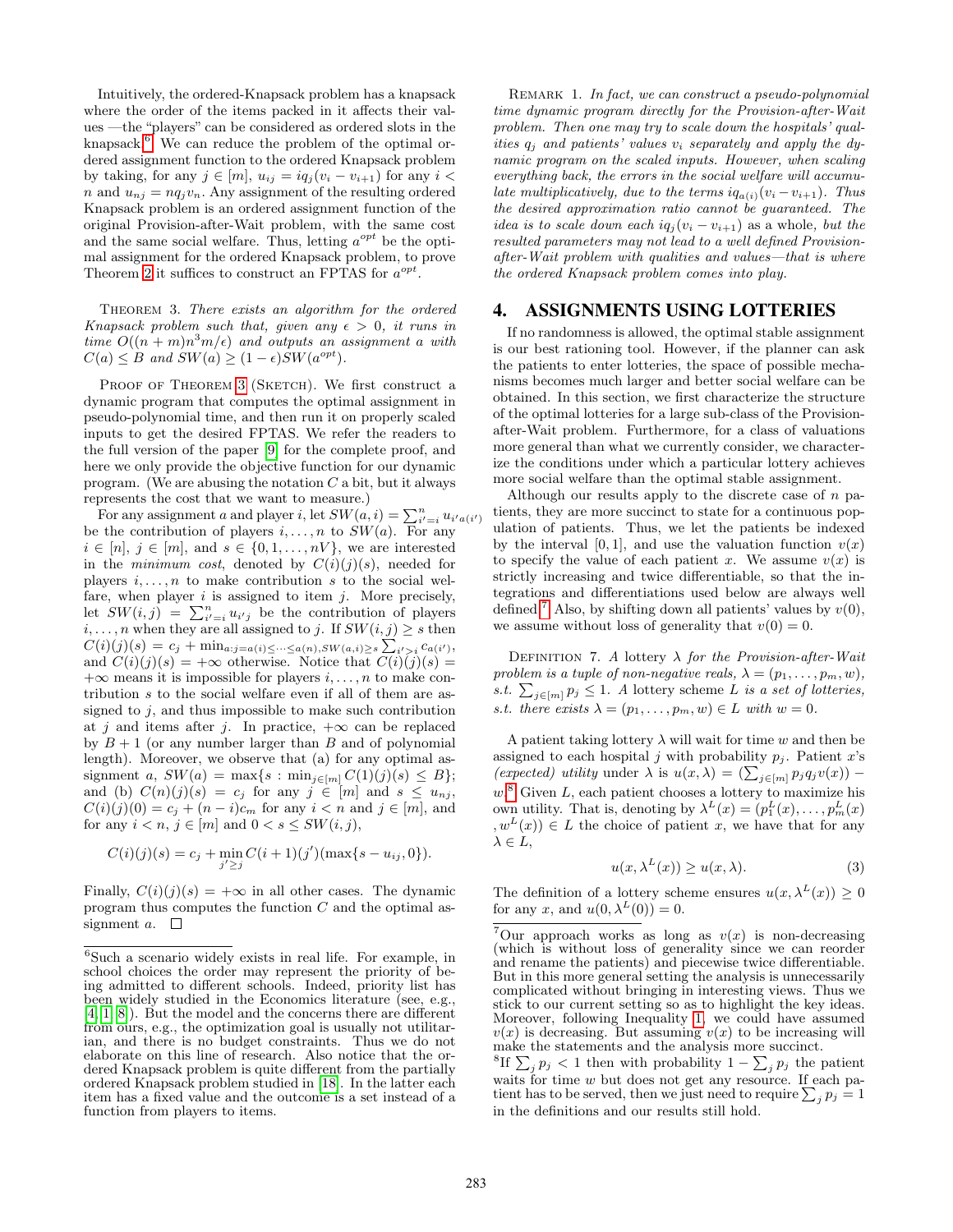Intuitively, the ordered-Knapsack problem has a knapsack where the order of the items packed in it affects their values —the "players" can be considered as ordered slots in the knapsack[6]. We can reduce the problem of the optimal ordered assignment function to the ordered Knapsack problem by taking, for any $j \in [m]$, $u_{ij} = iq_j(v_i - v_{i+1})$ for any $i < n$ and $u_{nj} = nq_jv_n$. Any assignment of the resulting ordered Knapsack problem is an ordered assignment function of the original Provision-after-Wait problem, with the same cost and the same social welfare. Thus, letting $a^{opt}$ be the optimal assignment for the ordered Knapsack problem, to prove Theorem 2 it suffices to construct an FPTAS for $a^{opt}$.

THEOREM 3. *There exists an algorithm for the ordered Knapsack problem such that, given any $\epsilon > 0$, it runs in time $O((n+m)n^3m/\epsilon)$ and outputs an assignment $a$ with $C(a) \leq B$ and $SW(a) \geq (1-\epsilon)SW(a^{opt})$.*

PROOF OF THEOREM 3 (SKETCH). We first construct a dynamic program that computes the optimal assignment in pseudo-polynomial time, and then run it on properly scaled inputs to get the desired FPTAS. We refer the readers to the full version of the paper [9] for the complete proof, and here we only provide the objective function for our dynamic program. (We are abusing the notation $C$ a bit, but it always represents the cost that we want to measure.)

For any assignment $a$ and player $i$, let $SW(a,i) = \sum_{i'=i}^{n} u_{i'a(i')}$ be the contribution of players $i, \dots, n$ to $SW(a)$. For any $i \in [n]$, $j \in [m]$, and $s \in \{0, 1, \dots, nV\}$, we are interested in the *minimum cost*, denoted by $C(i)(j)(s)$, needed for players $i, \dots, n$ to make contribution $s$ to the social welfare, when player $i$ is assigned to item $j$. More precisely, let $SW(i,j) = \sum_{i'=i}^{n} u_{i'j}$ be the contribution of players $i, \dots, n$ when they are all assigned to $j$. If $SW(i,j) \geq s$ then $C(i)(j)(s) = c_j + \min_{a:j=a(i)\leq\cdots\leq a(n), SW(a,i)\geq s} \sum_{i'>i} c_{a(i')}$, and $C(i)(j)(s) = +\infty$ otherwise. Notice that $C(i)(j)(s) = +\infty$ means it is impossible for players $i, \dots, n$ to make contribution $s$ to the social welfare even if all of them are assigned to $j$, and thus impossible to make such contribution at $j$ and items after $j$. In practice, $+\infty$ can be replaced by $B+1$ (or any number larger than $B$ and of polynomial length). Moreover, we observe that (a) for any optimal assignment $a$, $SW(a) = \max\{s : \min_{j\in[m]} C(1)(j)(s) \leq B\}$; and (b) $C(n)(j)(s) = c_j$ for any $j \in [m]$ and $s \leq u_{nj}$, $C(i)(j)(0) = c_j + (n-i)c_m$ for any $i < n$ and $j \in [m]$, and for any $i < n$, $j \in [m]$ and $0 < s \leq SW(i,j)$,

$$C(i)(j)(s) = c_j + \min_{j' \geq j} C(i+1)(j')(\max\{s - u_{ij}, 0\}).$$

Finally, $C(i)(j)(s) = +\infty$ in all other cases. The dynamic program thus computes the function $C$ and the optimal assignment $a$. $\square$

REMARK 1. *In fact, we can construct a pseudo-polynomial time dynamic program directly for the Provision-after-Wait problem. Then one may try to scale down the hospitals' qualities $q_j$ and patients' values $v_i$ separately and apply the dynamic program on the scaled inputs. However, when scaling everything back, the errors in the social welfare will accumulate multiplicatively, due to the terms $iq_{a(i)}(v_i - v_{i+1})$. Thus the desired approximation ratio cannot be guaranteed. The idea is to scale down each $iq_j(v_i - v_{i+1})$ as a whole, but the resulted parameters may not lead to a well defined Provision-after-Wait problem with qualities and values—that is where the ordered Knapsack problem comes into play.*

## 4. ASSIGNMENTS USING LOTTERIES

If no randomness is allowed, the optimal stable assignment is our best rationing tool. However, if the planner can ask the patients to enter lotteries, the space of possible mechanisms becomes much larger and better social welfare can be obtained. In this section, we first characterize the structure of the optimal lotteries for a large sub-class of the Provision-after-Wait problem. Furthermore, for a class of valuations more general than what we currently consider, we characterize the conditions under which a particular lottery achieves more social welfare than the optimal stable assignment.

Although our results apply to the discrete case of $n$ patients, they are more succinct to state for a continuous population of patients. Thus, we let the patients be indexed by the interval $[0,1]$, and use the valuation function $v(x)$ to specify the value of each patient $x$. We assume $v(x)$ is strictly increasing and twice differentiable, so that the integrations and differentiations used below are always well defined[7]. Also, by shifting down all patients' values by $v(0)$, we assume without loss of generality that $v(0) = 0$.

DEFINITION 7. *A lottery $\lambda$ for the Provision-after-Wait problem is a tuple of non-negative reals, $\lambda = (p_1, \dots, p_m, w)$, s.t. $\sum_{j\in[m]} p_j \leq 1$. A lottery scheme $L$ is a set of lotteries, s.t. there exists $\lambda = (p_1, \dots, p_m, w) \in L$ with $w = 0$.*

A patient taking lottery $\lambda$ will wait for time $w$ and then be assigned to each hospital $j$ with probability $p_j$. Patient $x$'s *(expected) utility* under $\lambda$ is $u(x,\lambda) = (\sum_{j\in[m]} p_j q_j v(x)) - w$.[8] Given $L$, each patient chooses a lottery to maximize his own utility. That is, denoting by $\lambda^L(x) = (p_1^L(x), \dots, p_m^L(x), w^L(x)) \in L$ the choice of patient $x$, we have that for any $\lambda \in L$,

$$u(x, \lambda^L(x)) \geq u(x, \lambda). \tag{3}$$

The definition of a lottery scheme ensures $u(x, \lambda^L(x)) \geq 0$ for any $x$, and $u(0, \lambda^L(0)) = 0$.

---

[6] Such a scenario widely exists in real life. For example, in school choices the order may represent the priority of being admitted to different schools. Indeed, priority list has been widely studied in the Economics literature (see, e.g., [4, 1, 8]). But the model and the concerns there are different from ours, e.g., the optimization goal is usually not utilitarian, and there is no budget constraints. Thus we do not elaborate on this line of research. Also notice that the ordered Knapsack problem is quite different from the partially ordered Knapsack problem studied in [18]. In the latter each item has a fixed value and the outcome is a set instead of a function from players to items.

[7] Our approach works as long as $v(x)$ is non-decreasing (which is without loss of generality since we can reorder and rename the patients) and piecewise twice differentiable. But in this more general setting the analysis is unnecessarily complicated without bringing in interesting views. Thus we stick to our current setting so as to highlight the key ideas. Moreover, following Inequality 1, we could have assumed $v(x)$ is decreasing. But assuming $v(x)$ to be increasing will make the statements and the analysis more succinct.

[8] If $\sum_j p_j < 1$ then with probability $1 - \sum_j p_j$ the patient waits for time $w$ but does not get any resource. If each patient has to be served, then we just need to require $\sum_j p_j = 1$ in the definitions and our results still hold.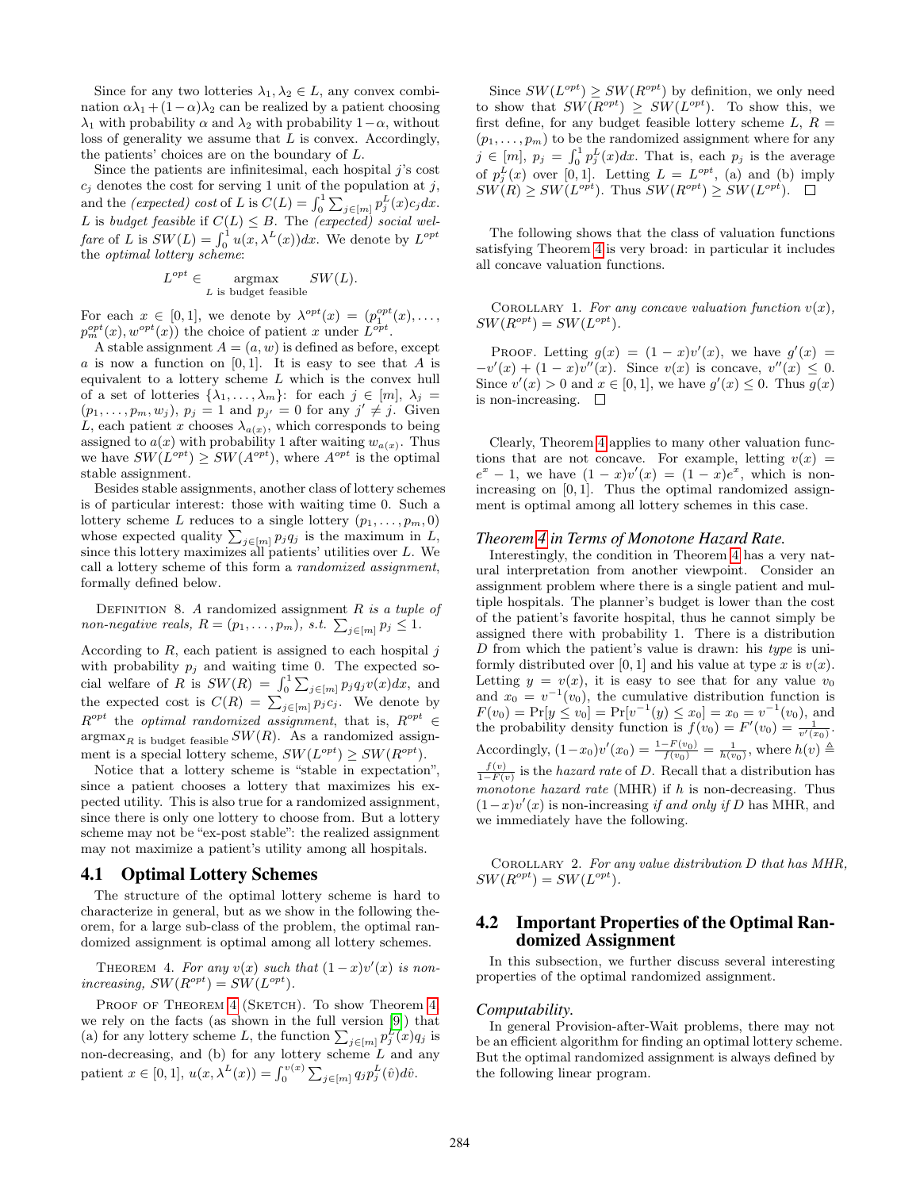Since for any two lotteries $\lambda_1, \lambda_2 \in L$, any convex combination $\alpha\lambda_1 + (1-\alpha)\lambda_2$ can be realized by a patient choosing $\lambda_1$ with probability $\alpha$ and $\lambda_2$ with probability $1-\alpha$, without loss of generality we assume that $L$ is convex. Accordingly, the patients' choices are on the boundary of $L$.

Since the patients are infinitesimal, each hospital $j$'s cost $c_j$ denotes the cost for serving 1 unit of the population at $j$, and the *(expected) cost* of $L$ is $C(L) = \int_0^1 \sum_{j\in[m]} p_j^L(x) c_j dx$. $L$ is *budget feasible* if $C(L) \leq B$. The *(expected) social welfare* of $L$ is $SW(L) = \int_0^1 u(x, \lambda^L(x))dx$. We denote by $L^{opt}$ the *optimal lottery scheme*:

$$L^{opt} \in \operatorname*{argmax}_{L \text{ is budget feasible}} SW(L).$$

For each $x \in [0,1]$, we denote by $\lambda^{opt}(x) = (p_1^{opt}(x), \ldots, p_m^{opt}(x), w^{opt}(x))$ the choice of patient $x$ under $L^{opt}$.

A stable assignment $A = (a, w)$ is defined as before, except $a$ is now a function on $[0,1]$. It is easy to see that $A$ is equivalent to a lottery scheme $L$ which is the convex hull of a set of lotteries $\{\lambda_1, \ldots, \lambda_m\}$: for each $j \in [m]$, $\lambda_j = (p_1, \ldots, p_m, w_j)$, $p_j = 1$ and $p_{j'} = 0$ for any $j' \neq j$. Given $L$, each patient $x$ chooses $\lambda_{a(x)}$, which corresponds to being assigned to $a(x)$ with probability 1 after waiting $w_{a(x)}$. Thus we have $SW(L^{opt}) \geq SW(A^{opt})$, where $A^{opt}$ is the optimal stable assignment.

Besides stable assignments, another class of lottery schemes is of particular interest: those with waiting time 0. Such a lottery scheme $L$ reduces to a single lottery $(p_1, \ldots, p_m, 0)$ whose expected quality $\sum_{j\in[m]} p_j q_j$ is the maximum in $L$, since this lottery maximizes all patients' utilities over $L$. We call a lottery scheme of this form a *randomized assignment*, formally defined below.

Definition 8. *A randomized assignment $R$ is a tuple of non-negative reals, $R = (p_1, \ldots, p_m)$, s.t. $\sum_{j\in[m]} p_j \leq 1$.*

According to $R$, each patient is assigned to each hospital $j$ with probability $p_j$ and waiting time 0. The expected social welfare of $R$ is $SW(R) = \int_0^1 \sum_{j\in[m]} p_j q_j v(x)dx$, and the expected cost is $C(R) = \sum_{j\in[m]} p_j c_j$. We denote by $R^{opt}$ the *optimal randomized assignment*, that is, $R^{opt} \in \operatorname{argmax}_{R \text{ is budget feasible}} SW(R)$. As a randomized assignment is a special lottery scheme, $SW(L^{opt}) \geq SW(R^{opt})$.

Notice that a lottery scheme is "stable in expectation", since a patient chooses a lottery that maximizes his expected utility. This is also true for a randomized assignment, since there is only one lottery to choose from. But a lottery scheme may not be "ex-post stable": the realized assignment may not maximize a patient's utility among all hospitals.

## 4.1 Optimal Lottery Schemes

The structure of the optimal lottery scheme is hard to characterize in general, but as we show in the following theorem, for a large sub-class of the problem, the optimal randomized assignment is optimal among all lottery schemes.

Theorem 4. *For any $v(x)$ such that $(1-x)v'(x)$ is non-increasing, $SW(R^{opt}) = SW(L^{opt})$.*

Proof of Theorem 4 (Sketch). To show Theorem 4, we rely on the facts (as shown in the full version [9]) that (a) for any lottery scheme $L$, the function $\sum_{j\in[m]} p_j^L(x) q_j$ is non-decreasing, and (b) for any lottery scheme $L$ and any patient $x \in [0,1]$, $u(x, \lambda^L(x)) = \int_0^{v(x)} \sum_{j\in[m]} q_j p_j^L(\hat{v}) d\hat{v}$.

Since $SW(L^{opt}) \geq SW(R^{opt})$ by definition, we only need to show that $SW(R^{opt}) \geq SW(L^{opt})$. To show this, we first define, for any budget feasible lottery scheme $L$, $R = (p_1, \ldots, p_m)$ to be the randomized assignment where for any $j \in [m]$, $p_j = \int_0^1 p_j^L(x)dx$. That is, each $p_j$ is the average of $p_j^L(x)$ over $[0,1]$. Letting $L = L^{opt}$, (a) and (b) imply $SW(R) \geq SW(L^{opt})$. Thus $SW(R^{opt}) \geq SW(L^{opt})$. □

The following shows that the class of valuation functions satisfying Theorem 4 is very broad: in particular it includes all concave valuation functions.

Corollary 1. *For any concave valuation function $v(x)$, $SW(R^{opt}) = SW(L^{opt})$.*

Proof. Letting $g(x) = (1-x)v'(x)$, we have $g'(x) = -v'(x) + (1-x)v''(x)$. Since $v(x)$ is concave, $v''(x) \leq 0$. Since $v'(x) > 0$ and $x \in [0,1]$, we have $g'(x) \leq 0$. Thus $g(x)$ is non-increasing. □

Clearly, Theorem 4 applies to many other valuation functions that are not concave. For example, letting $v(x) = e^x - 1$, we have $(1-x)v'(x) = (1-x)e^x$, which is non-increasing on $[0,1]$. Thus the optimal randomized assignment is optimal among all lottery schemes in this case.

### *Theorem 4 in Terms of Monotone Hazard Rate.*

Interestingly, the condition in Theorem 4 has a very natural interpretation from another viewpoint. Consider an assignment problem where there is a single patient and multiple hospitals. The planner's budget is lower than the cost of the patient's favorite hospital, thus he cannot simply be assigned there with probability 1. There is a distribution $D$ from which the patient's value is drawn: his *type* is uniformly distributed over $[0,1]$ and his value at type $x$ is $v(x)$. Letting $y = v(x)$, it is easy to see that for any value $v_0$ and $x_0 = v^{-1}(v_0)$, the cumulative distribution function is $F(v_0) = \Pr[y \leq v_0] = \Pr[v^{-1}(y) \leq x_0] = x_0 = v^{-1}(v_0)$, and the probability density function is $f(v_0) = F'(v_0) = \frac{1}{v'(x_0)}$. Accordingly, $(1-x_0)v'(x_0) = \frac{1-F(v_0)}{f(v_0)} = \frac{1}{h(v_0)}$, where $h(v) \triangleq \frac{f(v)}{1-F(v)}$ is the *hazard rate* of $D$. Recall that a distribution has *monotone hazard rate* (MHR) if $h$ is non-decreasing. Thus $(1-x)v'(x)$ is non-increasing *if and only if* $D$ has MHR, and we immediately have the following.

Corollary 2. *For any value distribution $D$ that has MHR, $SW(R^{opt}) = SW(L^{opt})$.*

## 4.2 Important Properties of the Optimal Randomized Assignment

In this subsection, we further discuss several interesting properties of the optimal randomized assignment.

### *Computability.*

In general Provision-after-Wait problems, there may not be an efficient algorithm for finding an optimal lottery scheme. But the optimal randomized assignment is always defined by the following linear program.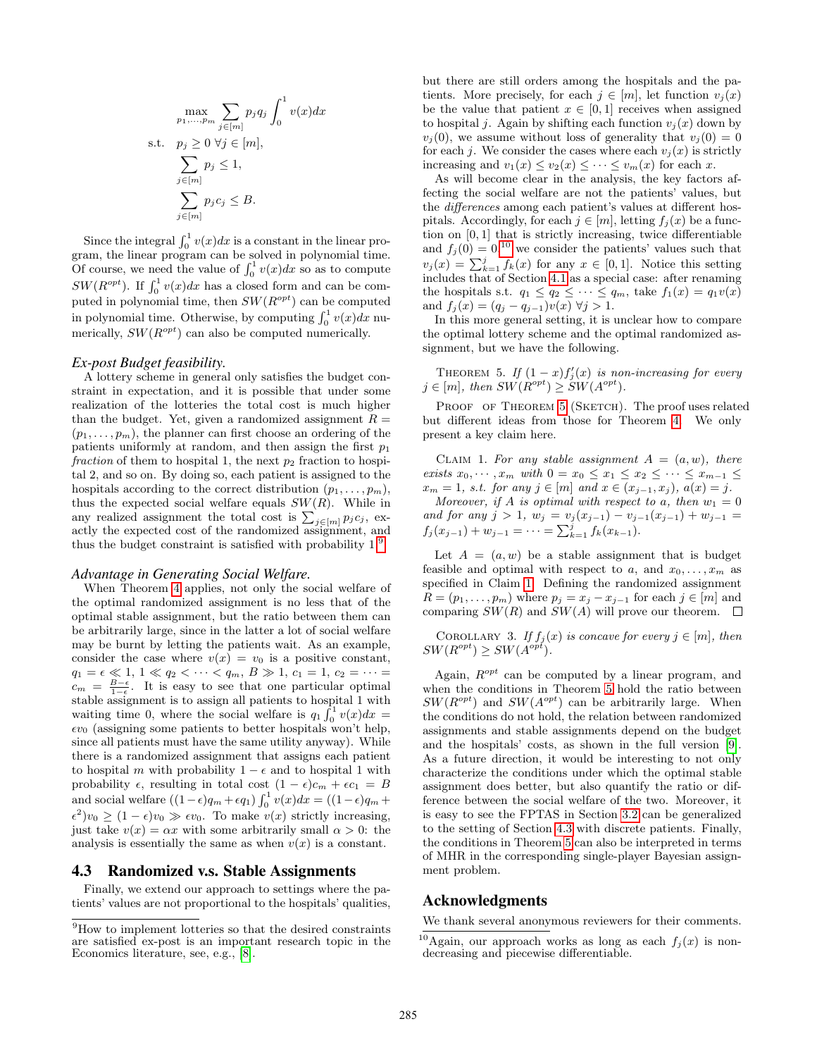$$
\begin{aligned}
\max_{p_1,\dots,p_m} \quad & \sum_{j\in[m]} p_j q_j \int_0^1 v(x)dx \\
\text{s.t.} \quad & p_j \ge 0 \ \forall j \in [m], \\
& \sum_{j\in[m]} p_j \le 1, \\
& \sum_{j\in[m]} p_j c_j \le B.
\end{aligned}
$$

Since the integral $\int_0^1 v(x)dx$ is a constant in the linear program, the linear program can be solved in polynomial time. Of course, we need the value of $\int_0^1 v(x)dx$ so as to compute $SW(R^{opt})$. If $\int_0^1 v(x)dx$ has a closed form and can be computed in polynomial time, then $SW(R^{opt})$ can be computed in polynomial time. Otherwise, by computing $\int_0^1 v(x)dx$ numerically, $SW(R^{opt})$ can also be computed numerically.

*Ex-post Budget feasibility.*
A lottery scheme in general only satisfies the budget constraint in expectation, and it is possible that under some realization of the lotteries the total cost is much higher than the budget. Yet, given a randomized assignment $R = (p_1, \dots, p_m)$, the planner can first choose an ordering of the patients uniformly at random, and then assign the first $p_1$ *fraction* of them to hospital 1, the next $p_2$ fraction to hospital 2, and so on. By doing so, each patient is assigned to the hospitals according to the correct distribution $(p_1, \dots, p_m)$, thus the expected social welfare equals $SW(R)$. While in any realized assignment the total cost is $\sum_{j\in[m]} p_j c_j$, exactly the expected cost of the randomized assignment, and thus the budget constraint is satisfied with probability 1.[9]

*Advantage in Generating Social Welfare.*
When Theorem 4 applies, not only the social welfare of the optimal randomized assignment is no less that of the optimal stable assignment, but the ratio between them can be arbitrarily large, since in the latter a lot of social welfare may be burnt by letting the patients wait. As an example, consider the case where $v(x) = v_0$ is a positive constant, $q_1 = \epsilon \ll 1$, $1 \ll q_2 < \cdots < q_m$, $B \gg 1$, $c_1 = 1$, $c_2 = \cdots = c_m = \frac{B-\epsilon}{1-\epsilon}$. It is easy to see that one particular optimal stable assignment is to assign all patients to hospital 1 with waiting time 0, where the social welfare is $q_1 \int_0^1 v(x)dx = \epsilon v_0$ (assigning some patients to better hospitals won't help, since all patients must have the same utility anyway). While there is a randomized assignment that assigns each patient to hospital $m$ with probability $1-\epsilon$ and to hospital 1 with probability $\epsilon$, resulting in total cost $(1-\epsilon)c_m + \epsilon c_1 = B$ and social welfare $((1-\epsilon)q_m + \epsilon q_1)\int_0^1 v(x)dx = ((1-\epsilon)q_m + \epsilon^2)v_0 \ge (1-\epsilon)v_0 \gg \epsilon v_0$. To make $v(x)$ strictly increasing, just take $v(x) = \alpha x$ with some arbitrarily small $\alpha > 0$: the analysis is essentially the same as when $v(x)$ is a constant.

## 4.3 Randomized v.s. Stable Assignments

Finally, we extend our approach to settings where the patients' values are not proportional to the hospitals' qualities, but there are still orders among the hospitals and the patients. More precisely, for each $j \in [m]$, let function $v_j(x)$ be the value that patient $x \in [0,1]$ receives when assigned to hospital $j$. Again by shifting each function $v_j(x)$ down by $v_j(0)$, we assume without loss of generality that $v_j(0) = 0$ for each $j$. We consider the cases where each $v_j(x)$ is strictly increasing and $v_1(x) \le v_2(x) \le \cdots \le v_m(x)$ for each $x$.

As will become clear in the analysis, the key factors affecting the social welfare are not the patients' values, but the *differences* among each patient's values at different hospitals. Accordingly, for each $j \in [m]$, letting $f_j(x)$ be a function on $[0,1]$ that is strictly increasing, twice differentiable and $f_j(0) = 0$,[10] we consider the patients' values such that $v_j(x) = \sum_{k=1}^{j} f_k(x)$ for any $x \in [0,1]$. Notice this setting includes that of Section 4.1 as a special case: after renaming the hospitals s.t. $q_1 \le q_2 \le \cdots \le q_m$, take $f_1(x) = q_1 v(x)$ and $f_j(x) = (q_j - q_{j-1})v(x)\ \forall j > 1$.

In this more general setting, it is unclear how to compare the optimal lottery scheme and the optimal randomized assignment, but we have the following.

Theorem 5. *If $(1-x)f'_j(x)$ is non-increasing for every $j \in [m]$, then $SW(R^{opt}) \ge SW(A^{opt})$.*

Proof of Theorem 5 (Sketch). The proof uses related but different ideas from those for Theorem 4. We only present a key claim here.

Claim 1. *For any stable assignment $A = (a, w)$, there exists $x_0, \cdots, x_m$ with $0 = x_0 \le x_1 \le x_2 \le \cdots \le x_{m-1} \le x_m = 1$, s.t. for any $j \in [m]$ and $x \in (x_{j-1}, x_j)$, $a(x) = j$.*

*Moreover, if $A$ is optimal with respect to $a$, then $w_1 = 0$ and for any $j > 1$, $w_j = v_j(x_{j-1}) - v_{j-1}(x_{j-1}) + w_{j-1} = f_j(x_{j-1}) + w_{j-1} = \cdots = \sum_{k=1}^{j} f_k(x_{k-1})$.*

Let $A = (a, w)$ be a stable assignment that is budget feasible and optimal with respect to $a$, and $x_0, \dots, x_m$ as specified in Claim 1. Defining the randomized assignment $R = (p_1, \dots, p_m)$ where $p_j = x_j - x_{j-1}$ for each $j \in [m]$ and comparing $SW(R)$ and $SW(A)$ will prove our theorem. $\square$

Corollary 3. *If $f_j(x)$ is concave for every $j \in [m]$, then $SW(R^{opt}) \ge SW(A^{opt})$.*

Again, $R^{opt}$ can be computed by a linear program, and when the conditions in Theorem 5 hold the ratio between $SW(R^{opt})$ and $SW(A^{opt})$ can be arbitrarily large. When the conditions do not hold, the relation between randomized assignments and stable assignments depend on the budget and the hospitals' costs, as shown in the full version [9]. As a future direction, it would be interesting to not only characterize the conditions under which the optimal stable assignment does better, but also quantify the ratio or difference between the social welfare of the two. Moreover, it is easy to see the FPTAS in Section 3.2 can be generalized to the setting of Section 4.3 with discrete patients. Finally, the conditions in Theorem 5 can also be interpreted in terms of MHR in the corresponding single-player Bayesian assignment problem.

## Acknowledgments

We thank several anonymous reviewers for their comments.

---

[9] How to implement lotteries so that the desired constraints are satisfied ex-post is an important research topic in the Economics literature, see, e.g., [8].

[10] Again, our approach works as long as each $f_j(x)$ is non-decreasing and piecewise differentiable.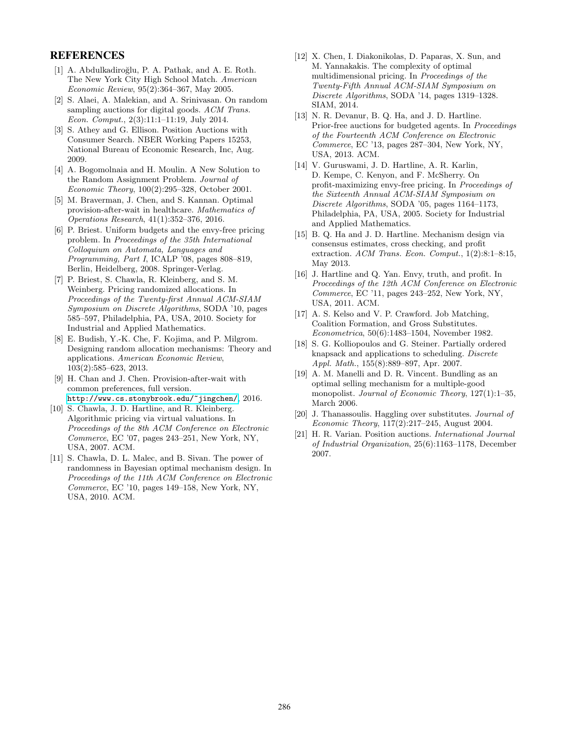## REFERENCES

[1] A. Abdulkadiroğlu, P. A. Pathak, and A. E. Roth. The New York City High School Match. *American Economic Review*, 95(2):364–367, May 2005.

[2] S. Alaei, A. Malekian, and A. Srinivasan. On random sampling auctions for digital goods. *ACM Trans. Econ. Comput.*, 2(3):11:1–11:19, July 2014.

[3] S. Athey and G. Ellison. Position Auctions with Consumer Search. NBER Working Papers 15253, National Bureau of Economic Research, Inc, Aug. 2009.

[4] A. Bogomolnaia and H. Moulin. A New Solution to the Random Assignment Problem. *Journal of Economic Theory*, 100(2):295–328, October 2001.

[5] M. Braverman, J. Chen, and S. Kannan. Optimal provision-after-wait in healthcare. *Mathematics of Operations Research*, 41(1):352–376, 2016.

[6] P. Briest. Uniform budgets and the envy-free pricing problem. In *Proceedings of the 35th International Colloquium on Automata, Languages and Programming, Part I*, ICALP '08, pages 808–819, Berlin, Heidelberg, 2008. Springer-Verlag.

[7] P. Briest, S. Chawla, R. Kleinberg, and S. M. Weinberg. Pricing randomized allocations. In *Proceedings of the Twenty-first Annual ACM-SIAM Symposium on Discrete Algorithms*, SODA '10, pages 585–597, Philadelphia, PA, USA, 2010. Society for Industrial and Applied Mathematics.

[8] E. Budish, Y.-K. Che, F. Kojima, and P. Milgrom. Designing random allocation mechanisms: Theory and applications. *American Economic Review*, 103(2):585–623, 2013.

[9] H. Chan and J. Chen. Provision-after-wait with common preferences, full version. http://www.cs.stonybrook.edu/~jingchen/, 2016.

[10] S. Chawla, J. D. Hartline, and R. Kleinberg. Algorithmic pricing via virtual valuations. In *Proceedings of the 8th ACM Conference on Electronic Commerce*, EC '07, pages 243–251, New York, NY, USA, 2007. ACM.

[11] S. Chawla, D. L. Malec, and B. Sivan. The power of randomness in Bayesian optimal mechanism design. In *Proceedings of the 11th ACM Conference on Electronic Commerce*, EC '10, pages 149–158, New York, NY, USA, 2010. ACM.

[12] X. Chen, I. Diakonikolas, D. Paparas, X. Sun, and M. Yannakakis. The complexity of optimal multidimensional pricing. In *Proceedings of the Twenty-Fifth Annual ACM-SIAM Symposium on Discrete Algorithms*, SODA '14, pages 1319–1328. SIAM, 2014.

[13] N. R. Devanur, B. Q. Ha, and J. D. Hartline. Prior-free auctions for budgeted agents. In *Proceedings of the Fourteenth ACM Conference on Electronic Commerce*, EC '13, pages 287–304, New York, NY, USA, 2013. ACM.

[14] V. Guruswami, J. D. Hartline, A. R. Karlin, D. Kempe, C. Kenyon, and F. McSherry. On profit-maximizing envy-free pricing. In *Proceedings of the Sixteenth Annual ACM-SIAM Symposium on Discrete Algorithms*, SODA '05, pages 1164–1173, Philadelphia, PA, USA, 2005. Society for Industrial and Applied Mathematics.

[15] B. Q. Ha and J. D. Hartline. Mechanism design via consensus estimates, cross checking, and profit extraction. *ACM Trans. Econ. Comput.*, 1(2):8:1–8:15, May 2013.

[16] J. Hartline and Q. Yan. Envy, truth, and profit. In *Proceedings of the 12th ACM Conference on Electronic Commerce*, EC '11, pages 243–252, New York, NY, USA, 2011. ACM.

[17] A. S. Kelso and V. P. Crawford. Job Matching, Coalition Formation, and Gross Substitutes. *Econometrica*, 50(6):1483–1504, November 1982.

[18] S. G. Kolliopoulos and G. Steiner. Partially ordered knapsack and applications to scheduling. *Discrete Appl. Math.*, 155(8):889–897, Apr. 2007.

[19] A. M. Manelli and D. R. Vincent. Bundling as an optimal selling mechanism for a multiple-good monopolist. *Journal of Economic Theory*, 127(1):1–35, March 2006.

[20] J. Thanassoulis. Haggling over substitutes. *Journal of Economic Theory*, 117(2):217–245, August 2004.

[21] H. R. Varian. Position auctions. *International Journal of Industrial Organization*, 25(6):1163–1178, December 2007.